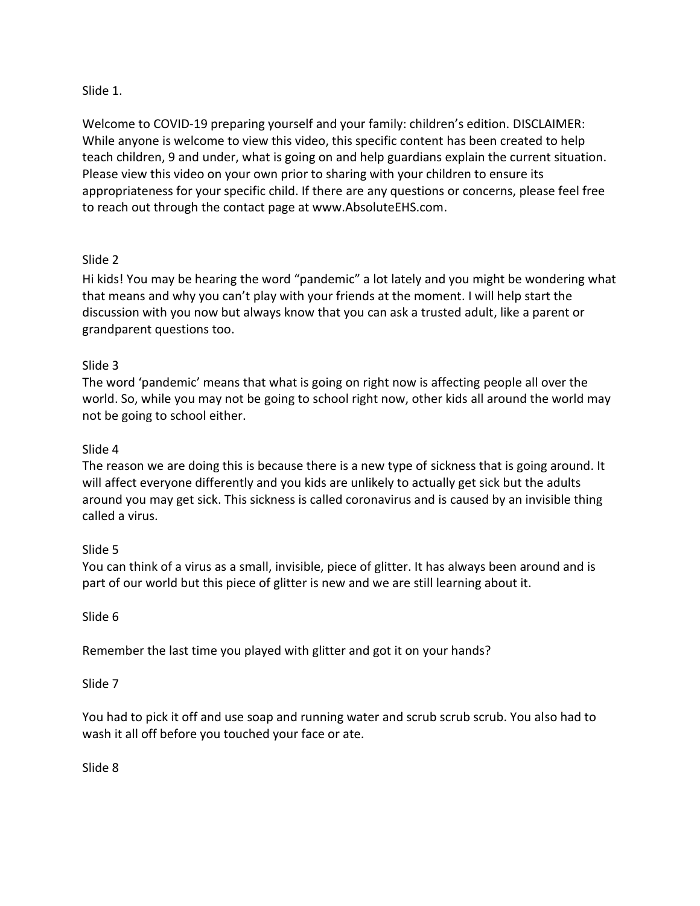Slide 1.

Welcome to COVID-19 preparing yourself and your family: children's edition. DISCLAIMER: While anyone is welcome to view this video, this specific content has been created to help teach children, 9 and under, what is going on and help guardians explain the current situation. Please view this video on your own prior to sharing with your children to ensure its appropriateness for your specific child. If there are any questions or concerns, please feel free to reach out through the contact page at www.AbsoluteEHS.com.

Slide 2

Hi kids! You may be hearing the word "pandemic" a lot lately and you might be wondering what that means and why you can't play with your friends at the moment. I will help start the discussion with you now but always know that you can ask a trusted adult, like a parent or grandparent questions too.

Slide 3

The word 'pandemic' means that what is going on right now is affecting people all over the world. So, while you may not be going to school right now, other kids all around the world may not be going to school either.

Slide 4

The reason we are doing this is because there is a new type of sickness that is going around. It will affect everyone differently and you kids are unlikely to actually get sick but the adults around you may get sick. This sickness is called coronavirus and is caused by an invisible thing called a virus.

Slide 5

You can think of a virus as a small, invisible, piece of glitter. It has always been around and is part of our world but this piece of glitter is new and we are still learning about it.

Slide 6

Remember the last time you played with glitter and got it on your hands?

Slide 7

You had to pick it off and use soap and running water and scrub scrub scrub. You also had to wash it all off before you touched your face or ate.

Slide 8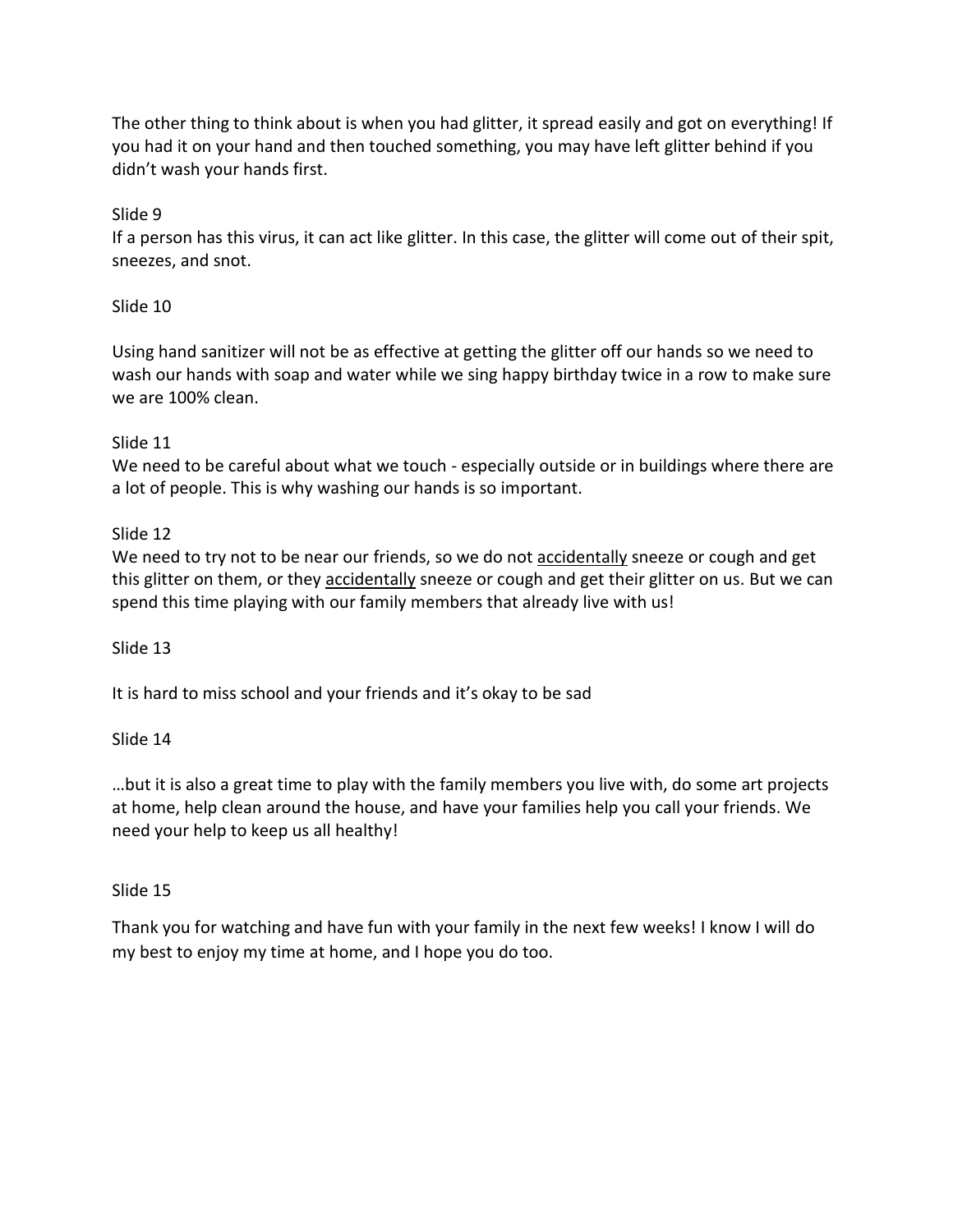The other thing to think about is when you had glitter, it spread easily and got on everything! If you had it on your hand and then touched something, you may have left glitter behind if you didn't wash your hands first.

Slide 9

If a person has this virus, it can act like glitter. In this case, the glitter will come out of their spit, sneezes, and snot.

Slide 10

Using hand sanitizer will not be as effective at getting the glitter off our hands so we need to wash our hands with soap and water while we sing happy birthday twice in a row to make sure we are 100% clean.

Slide 11

We need to be careful about what we touch - especially outside or in buildings where there are a lot of people. This is why washing our hands is so important.

Slide 12

We need to try not to be near our friends, so we do not <u>accidentally</u> sneeze or cough and get this glitter on them, or they <u>accidentally</u> sneeze or cough and get their glitter on us. But we can spend this time playing with our family members that already live with us!

Slide 13

It is hard to miss school and your friends and it's okay to be sad

Slide 14

…but it is also a great time to play with the family members you live with, do some art projects at home, help clean around the house, and have your families help you call your friends. We need your help to keep us all healthy!

Slide 15

Thank you for watching and have fun with your family in the next few weeks! I know I will do my best to enjoy my time at home, and I hope you do too.